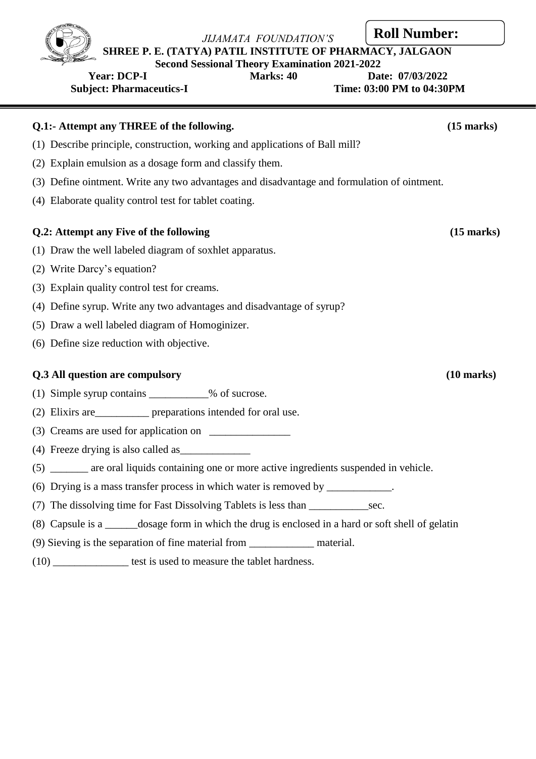*JIJAMATA FOUNDATION'S*

**Roll Number:**

**SHREE P. E. (TATYA) PATIL INSTITUTE OF PHARMACY, JALGAON**

**Second Sessional Theory Examination 2021-2022**

**Year: DCP-I** **Marks: 40** **Date: 07/03/2022**

**Subject: Pharmaceutics-I** **Time: 03:00 PM to 04:30PM**

---

**Q.1:- Attempt any THREE of the following.** **(15 marks)**

(1) Describe principle, construction, working and applications of Ball mill?

(2) Explain emulsion as a dosage form and classify them.

(3) Define ointment. Write any two advantages and disadvantage and formulation of ointment.

(4) Elaborate quality control test for tablet coating.

**Q.2: Attempt any Five of the following** **(15 marks)**

(1) Draw the well labeled diagram of soxhlet apparatus.

(2) Write Darcy's equation?

(3) Explain quality control test for creams.

(4) Define syrup. Write any two advantages and disadvantage of syrup?

(5) Draw a well labeled diagram of Homoginizer.

(6) Define size reduction with objective.

**Q.3 All question are compulsory** **(10 marks)**

(1) Simple syrup contains ___________% of sucrose.

(2) Elixirs are__________ preparations intended for oral use.

(3) Creams are used for application on _______________

(4) Freeze drying is also called as_____________

(5) _______ are oral liquids containing one or more active ingredients suspended in vehicle.

(6) Drying is a mass transfer process in which water is removed by ____________.

(7) The dissolving time for Fast Dissolving Tablets is less than ___________sec.

(8) Capsule is a ______dosage form in which the drug is enclosed in a hard or soft shell of gelatin

(9) Sieving is the separation of fine material from ____________ material.

(10) ______________ test is used to measure the tablet hardness.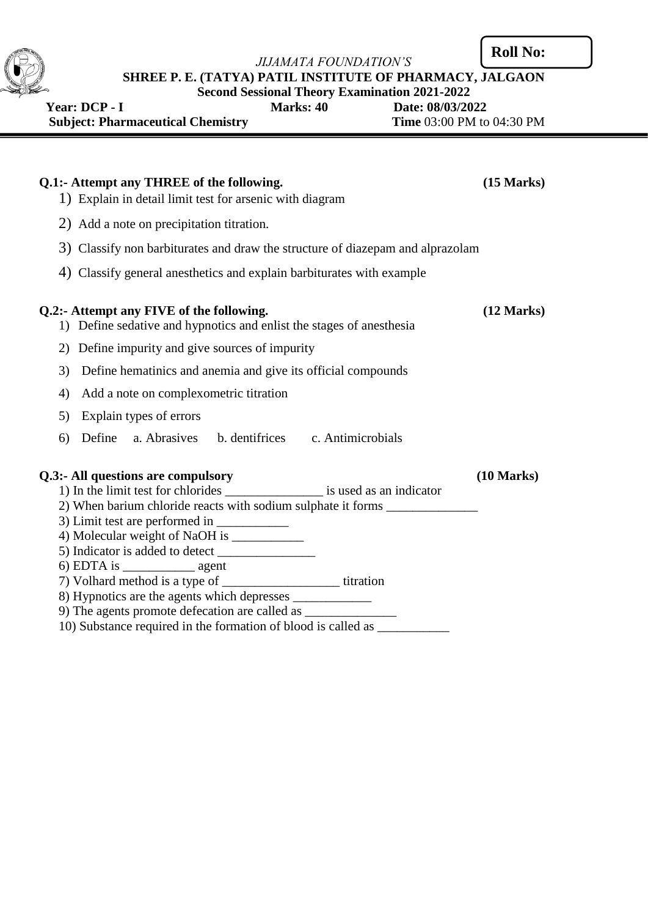**Roll No:**

*JIJAMATA FOUNDATION'S*

**SHREE P. E. (TATYA) PATIL INSTITUTE OF PHARMACY, JALGAON**

**Second Sessional Theory Examination 2021-2022**

**Year: DCP - I** **Marks: 40** **Date: 08/03/2022**

**Subject: Pharmaceutical Chemistry** **Time** 03:00 PM to 04:30 PM

---

**Q.1:- Attempt any THREE of the following.** **(15 Marks)**

1) Explain in detail limit test for arsenic with diagram
2) Add a note on precipitation titration.
3) Classify non barbiturates and draw the structure of diazepam and alprazolam
4) Classify general anesthetics and explain barbiturates with example

**Q.2:- Attempt any FIVE of the following.** **(12 Marks)**

1) Define sedative and hypnotics and enlist the stages of anesthesia
2) Define impurity and give sources of impurity
3) Define hematinics and anemia and give its official compounds
4) Add a note on complexometric titration
5) Explain types of errors
6) Define a. Abrasives b. dentifrices c. Antimicrobials

**Q.3:- All questions are compulsory** **(10 Marks)**

1) In the limit test for chlorides _______________ is used as an indicator
2) When barium chloride reacts with sodium sulphate it forms ______________
3) Limit test are performed in ___________
4) Molecular weight of NaOH is ___________
5) Indicator is added to detect _______________
6) EDTA is ___________ agent
7) Volhard method is a type of __________________ titration
8) Hypnotics are the agents which depresses ____________
9) The agents promote defecation are called as ______________
10) Substance required in the formation of blood is called as ___________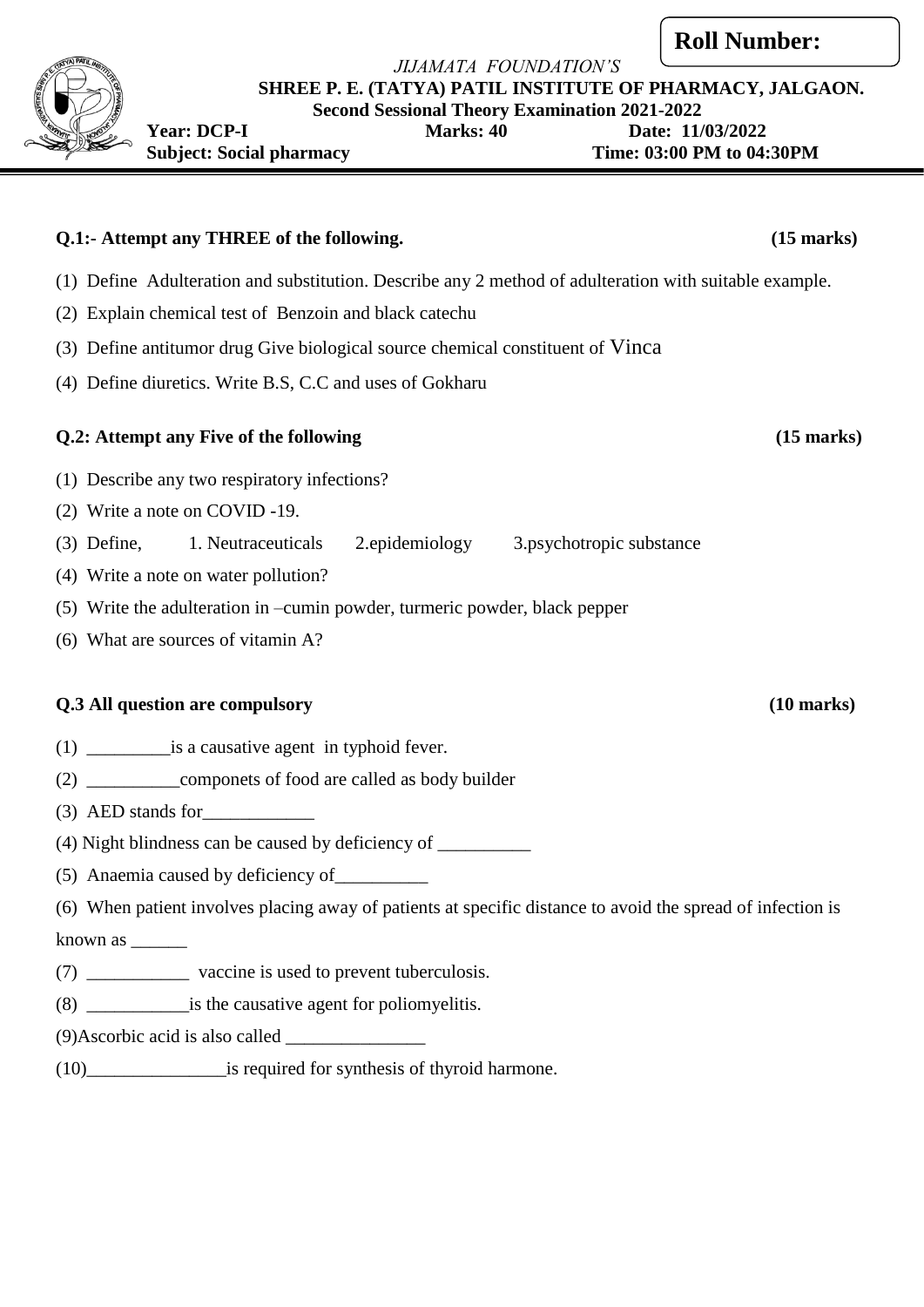**Roll Number:**

*JIJAMATA FOUNDATION'S*

**SHREE P. E. (TATYA) PATIL INSTITUTE OF PHARMACY, JALGAON.**

**Second Sessional Theory Examination 2021-2022**

**Year: DCP-I** **Marks: 40** **Date: 11/03/2022**

**Subject: Social pharmacy** **Time: 03:00 PM to 04:30PM**

---

**Q.1:- Attempt any THREE of the following. (15 marks)**

(1) Define Adulteration and substitution. Describe any 2 method of adulteration with suitable example.

(2) Explain chemical test of Benzoin and black catechu

(3) Define antitumor drug Give biological source chemical constituent of Vinca

(4) Define diuretics. Write B.S, C.C and uses of Gokharu

**Q.2: Attempt any Five of the following (15 marks)**

(1) Describe any two respiratory infections?

(2) Write a note on COVID -19.

(3) Define, 1. Neutraceuticals 2.epidemiology 3.psychotropic substance

(4) Write a note on water pollution?

(5) Write the adulteration in –cumin powder, turmeric powder, black pepper

(6) What are sources of vitamin A?

**Q.3 All question are compulsory (10 marks)**

(1) _________is a causative agent in typhoid fever.

(2) __________componets of food are called as body builder

(3) AED stands for____________

(4) Night blindness can be caused by deficiency of __________

(5) Anaemia caused by deficiency of__________

(6) When patient involves placing away of patients at specific distance to avoid the spread of infection is known as ______

(7) ___________ vaccine is used to prevent tuberculosis.

(8) ___________is the causative agent for poliomyelitis.

(9)Ascorbic acid is also called _______________

(10)_______________is required for synthesis of thyroid harmone.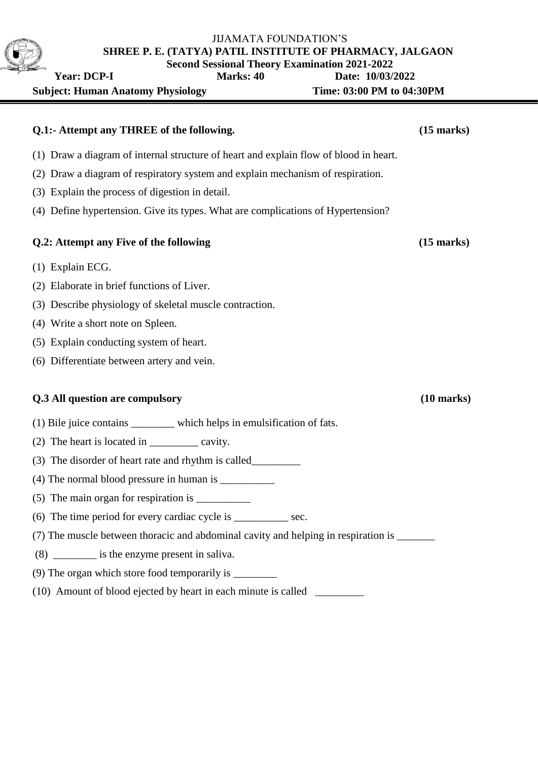JIJAMATA FOUNDATION'S

**SHREE P. E. (TATYA) PATIL INSTITUTE OF PHARMACY, JALGAON**

**Second Sessional Theory Examination 2021-2022**

**Year: DCP-I** **Marks: 40** **Date: 10/03/2022**

**Subject: Human Anatomy Physiology** **Time: 03:00 PM to 04:30PM**

---

**Q.1:- Attempt any THREE of the following.** **(15 marks)**

(1) Draw a diagram of internal structure of heart and explain flow of blood in heart.

(2) Draw a diagram of respiratory system and explain mechanism of respiration.

(3) Explain the process of digestion in detail.

(4) Define hypertension. Give its types. What are complications of Hypertension?

**Q.2: Attempt any Five of the following** **(15 marks)**

(1) Explain ECG.

(2) Elaborate in brief functions of Liver.

(3) Describe physiology of skeletal muscle contraction.

(4) Write a short note on Spleen.

(5) Explain conducting system of heart.

(6) Differentiate between artery and vein.

**Q.3 All question are compulsory** **(10 marks)**

(1) Bile juice contains ________ which helps in emulsification of fats.

(2) The heart is located in _________ cavity.

(3) The disorder of heart rate and rhythm is called_________

(4) The normal blood pressure in human is __________

(5) The main organ for respiration is __________

(6) The time period for every cardiac cycle is __________ sec.

(7) The muscle between thoracic and abdominal cavity and helping in respiration is _______

(8) ________ is the enzyme present in saliva.

(9) The organ which store food temporarily is ________

(10) Amount of blood ejected by heart in each minute is called _________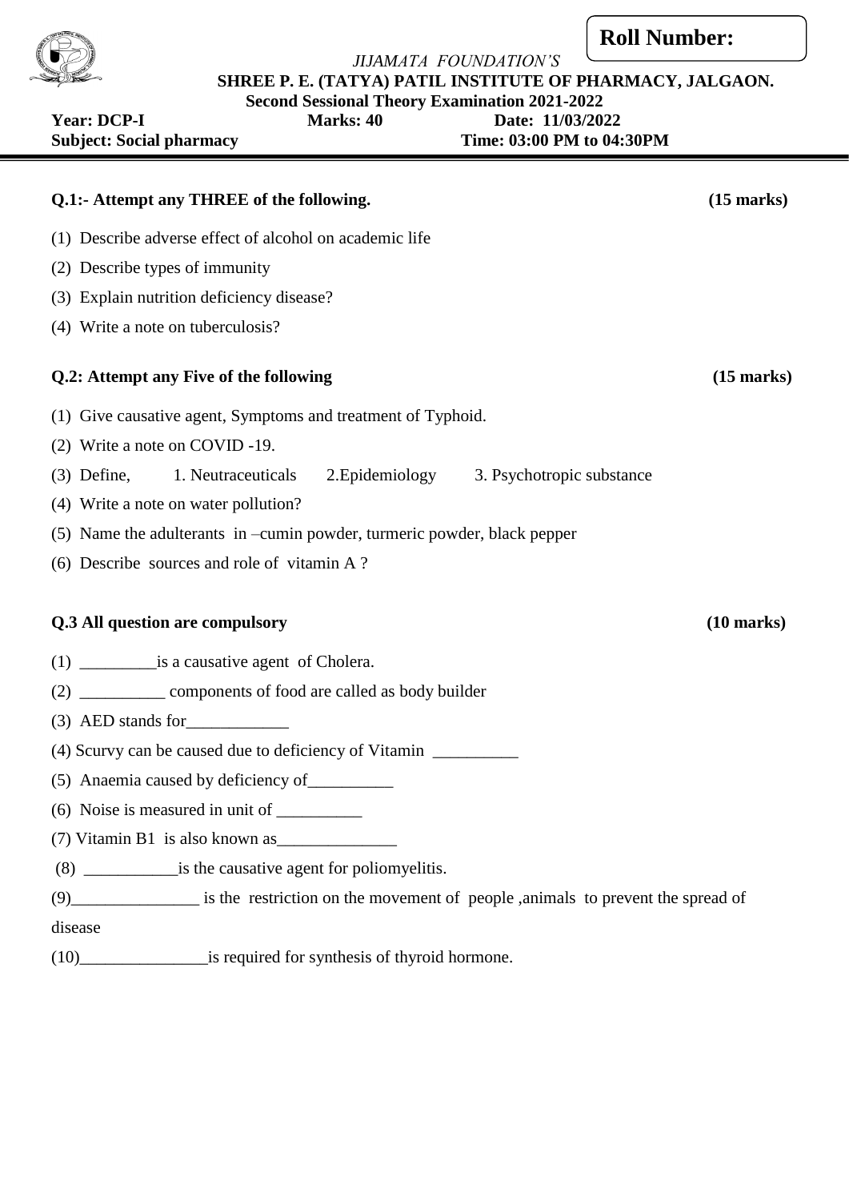**Roll Number:**

*JIJAMATA FOUNDATION'S*

**SHREE P. E. (TATYA) PATIL INSTITUTE OF PHARMACY, JALGAON.**

**Second Sessional Theory Examination 2021-2022**

**Year: DCP-I** **Marks: 40** **Date: 11/03/2022**

**Subject: Social pharmacy** **Time: 03:00 PM to 04:30PM**

---

**Q.1:- Attempt any THREE of the following.** **(15 marks)**

(1) Describe adverse effect of alcohol on academic life

(2) Describe types of immunity

(3) Explain nutrition deficiency disease?

(4) Write a note on tuberculosis?

**Q.2: Attempt any Five of the following** **(15 marks)**

(1) Give causative agent, Symptoms and treatment of Typhoid.

(2) Write a note on COVID -19.

(3) Define, 1. Neutraceuticals 2.Epidemiology 3. Psychotropic substance

(4) Write a note on water pollution?

(5) Name the adulterants in –cumin powder, turmeric powder, black pepper

(6) Describe sources and role of vitamin A ?

**Q.3 All question are compulsory** **(10 marks)**

(1) _________is a causative agent of Cholera.

(2) __________ components of food are called as body builder

(3) AED stands for____________

(4) Scurvy can be caused due to deficiency of Vitamin __________

(5) Anaemia caused by deficiency of__________

(6) Noise is measured in unit of __________

(7) Vitamin B1 is also known as______________

(8) ___________is the causative agent for poliomyelitis.

(9)_______________ is the restriction on the movement of people ,animals to prevent the spread of disease

(10)_______________is required for synthesis of thyroid hormone.